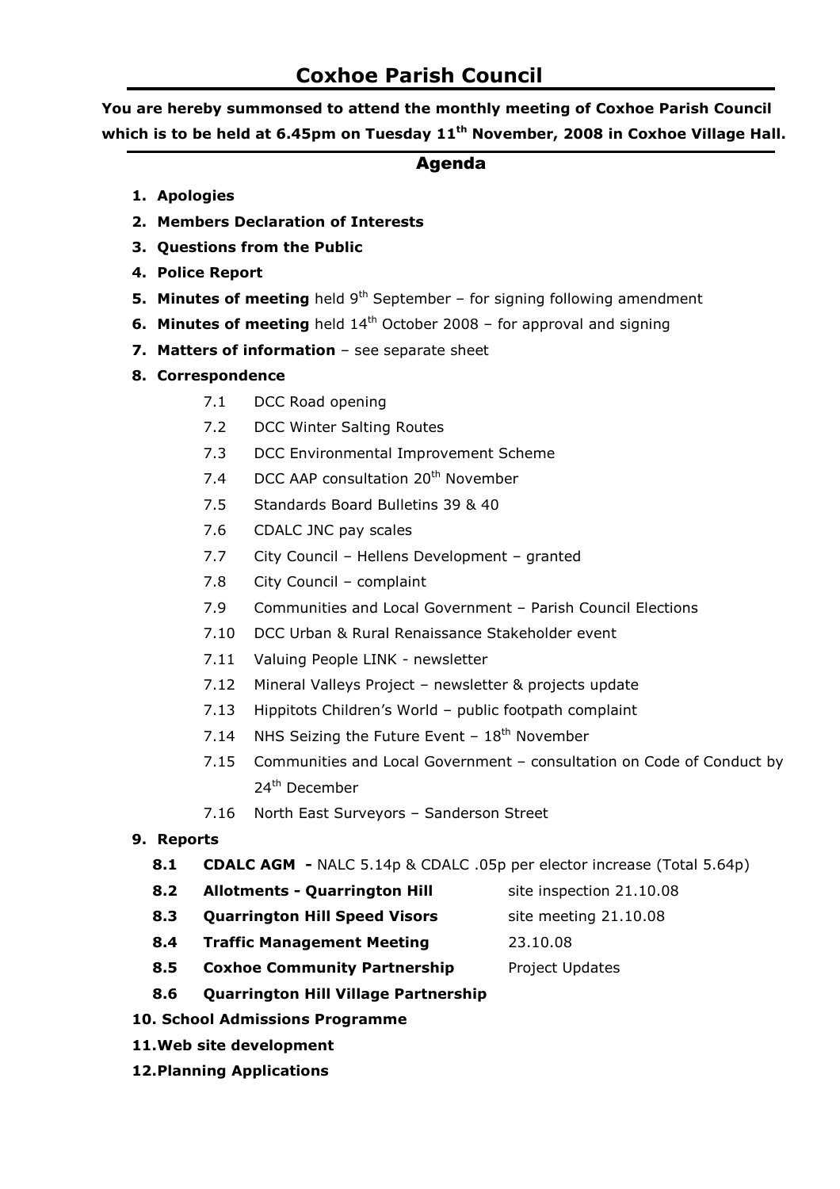# Coxhoe Parish Council

**You are hereby summonsed to attend the monthly meeting of Coxhoe Parish Council which is to be held at 6.45pm on Tuesday 11th November, 2008 in Coxhoe Village Hall.**

## Agenda

1. **Apologies**
2. **Members Declaration of Interests**
3. **Questions from the Public**
4. **Police Report**
5. **Minutes of meeting** held 9th September – for signing following amendment
6. **Minutes of meeting** held 14th October 2008 – for approval and signing
7. **Matters of information** – see separate sheet
8. **Correspondence**
   - 7.1 DCC Road opening
   - 7.2 DCC Winter Salting Routes
   - 7.3 DCC Environmental Improvement Scheme
   - 7.4 DCC AAP consultation 20th November
   - 7.5 Standards Board Bulletins 39 & 40
   - 7.6 CDALC JNC pay scales
   - 7.7 City Council – Hellens Development – granted
   - 7.8 City Council – complaint
   - 7.9 Communities and Local Government – Parish Council Elections
   - 7.10 DCC Urban & Rural Renaissance Stakeholder event
   - 7.11 Valuing People LINK - newsletter
   - 7.12 Mineral Valleys Project – newsletter & projects update
   - 7.13 Hippitots Children's World – public footpath complaint
   - 7.14 NHS Seizing the Future Event – 18th November
   - 7.15 Communities and Local Government – consultation on Code of Conduct by 24th December
   - 7.16 North East Surveyors – Sanderson Street
9. **Reports**
   - **8.1 CDALC AGM -** NALC 5.14p & CDALC .05p per elector increase (Total 5.64p)
   - **8.2 Allotments - Quarrington Hill** site inspection 21.10.08
   - **8.3 Quarrington Hill Speed Visors** site meeting 21.10.08
   - **8.4 Traffic Management Meeting** 23.10.08
   - **8.5 Coxhoe Community Partnership** Project Updates
   - **8.6 Quarrington Hill Village Partnership**
10. **School Admissions Programme**
11. **Web site development**
12. **Planning Applications**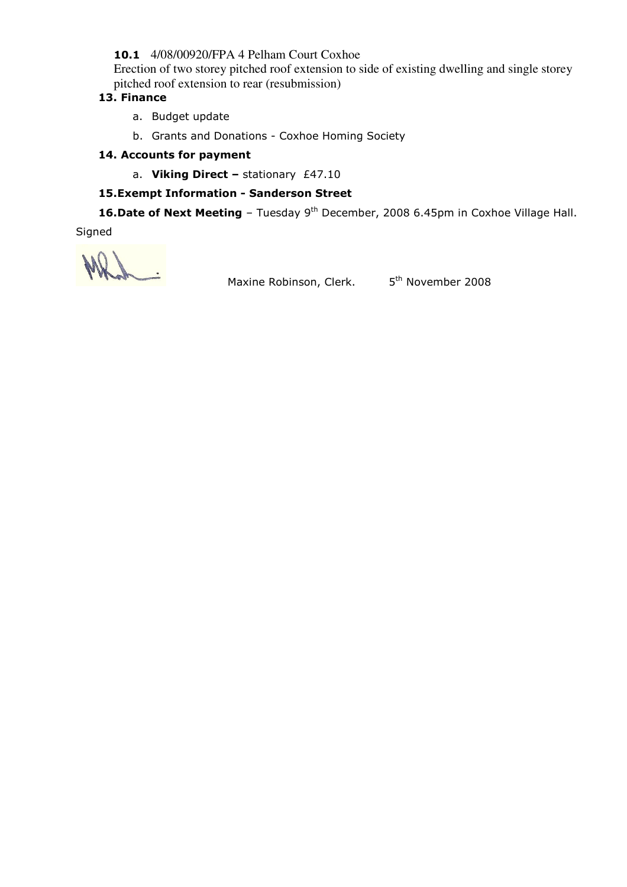**10.1** 4/08/00920/FPA 4 Pelham Court Coxhoe

Erection of two storey pitched roof extension to side of existing dwelling and single storey pitched roof extension to rear (resubmission)

**13. Finance**

a. Budget update

b. Grants and Donations - Coxhoe Homing Society

**14. Accounts for payment**

a. **Viking Direct –** stationary £47.10

**15. Exempt Information - Sanderson Street**

**16. Date of Next Meeting** – Tuesday 9th December, 2008 6.45pm in Coxhoe Village Hall.

Signed

Maxine Robinson, Clerk. 5th November 2008